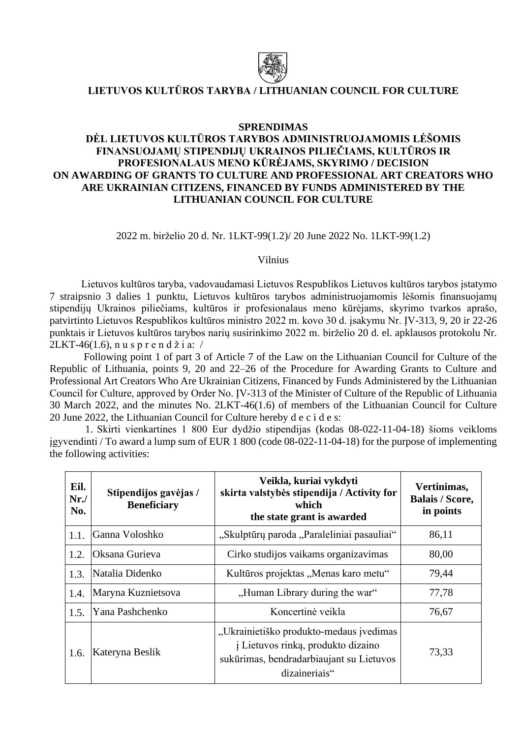**LIETUVOS KULTŪROS TARYBA / LITHUANIAN COUNCIL FOR CULTURE**

**SPRENDIMAS**
**DĖL LIETUVOS KULTŪROS TARYBOS ADMINISTRUOJAMOMIS LĖŠOMIS FINANSUOJAMŲ STIPENDIJŲ UKRAINOS PILIEČIAMS, KULTŪROS IR PROFESIONALAUS MENO KŪRĖJAMS, SKYRIMO / DECISION ON AWARDING OF GRANTS TO CULTURE AND PROFESSIONAL ART CREATORS WHO ARE UKRAINIAN CITIZENS, FINANCED BY FUNDS ADMINISTERED BY THE LITHUANIAN COUNCIL FOR CULTURE**

2022 m. birželio 20 d. Nr. 1LKT-99(1.2)/ 20 June 2022 No. 1LKT-99(1.2)

Vilnius

Lietuvos kultūros taryba, vadovaudamasi Lietuvos Respublikos Lietuvos kultūros tarybos įstatymo 7 straipsnio 3 dalies 1 punktu, Lietuvos kultūros tarybos administruojamomis lėšomis finansuojamų stipendijų Ukrainos piliečiams, kultūros ir profesionalaus meno kūrėjams, skyrimo tvarkos aprašo, patvirtinto Lietuvos Respublikos kultūros ministro 2022 m. kovo 30 d. įsakymu Nr. ĮV-313, 9, 20 ir 22-26 punktais ir Lietuvos kultūros tarybos narių susirinkimo 2022 m. birželio 20 d. el. apklausos protokolu Nr. 2LKT-46(1.6), n u s p r e n d ž i a: /

Following point 1 of part 3 of Article 7 of the Law on the Lithuanian Council for Culture of the Republic of Lithuania, points 9, 20 and 22–26 of the Procedure for Awarding Grants to Culture and Professional Art Creators Who Are Ukrainian Citizens, Financed by Funds Administered by the Lithuanian Council for Culture, approved by Order No. ĮV-313 of the Minister of Culture of the Republic of Lithuania 30 March 2022, and the minutes No. 2LKT-46(1.6) of members of the Lithuanian Council for Culture 20 June 2022, the Lithuanian Council for Culture hereby d e c i d e s:

1. Skirti vienkartines 1 800 Eur dydžio stipendijas (kodas 08-022-11-04-18) šioms veikloms įgyvendinti / To award a lump sum of EUR 1 800 (code 08-022-11-04-18) for the purpose of implementing the following activities:

| Eil. Nr./ No. | Stipendijos gavėjas / Beneficiary | Veikla, kuriai vykdyti skirta valstybės stipendija / Activity for which the state grant is awarded | Vertinimas, Balais / Score, in points |
|---|---|---|---|
| 1.1. | Ganna Voloshko | „Skulptūrų paroda „Paraleliniai pasauliai“ | 86,11 |
| 1.2. | Oksana Gurieva | Cirko studijos vaikams organizavimas | 80,00 |
| 1.3. | Natalia Didenko | Kultūros projektas „Menas karo metu“ | 79,44 |
| 1.4. | Maryna Kuznietsova | „Human Library during the war“ | 77,78 |
| 1.5. | Yana Pashchenko | Koncertinė veikla | 76,67 |
| 1.6. | Kateryna Beslik | „Ukrainietiško produkto-medaus įvedimas į Lietuvos rinką, produkto dizaino sukūrimas, bendradarbiaujant su Lietuvos dizaineriais“ | 73,33 |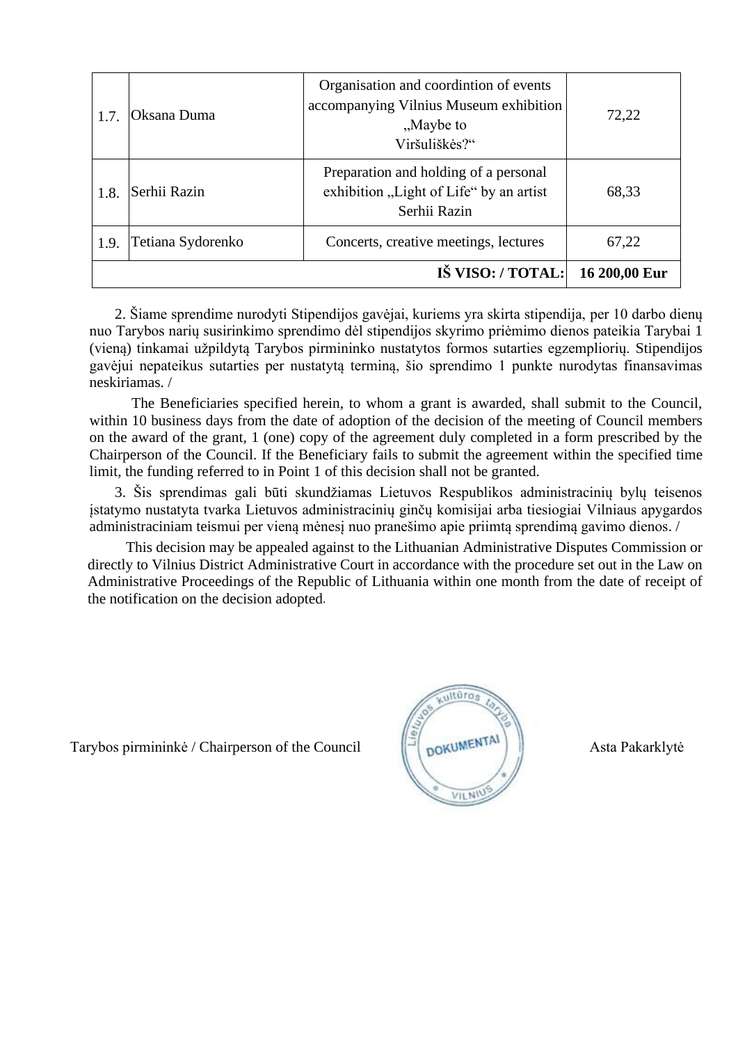| | | | |
|---|---|---|---|
| 1.7. | Oksana Duma | Organisation and coordintion of events accompanying Vilnius Museum exhibition „Maybe to Viršuliškės?“ | 72,22 |
| 1.8. | Serhii Razin | Preparation and holding of a personal exhibition „Light of Life“ by an artist Serhii Razin | 68,33 |
| 1.9. | Tetiana Sydorenko | Concerts, creative meetings, lectures | 67,22 |
| | | **IŠ VISO: / TOTAL:** | **16 200,00 Eur** |

2. Šiame sprendime nurodyti Stipendijos gavėjai, kuriems yra skirta stipendija, per 10 darbo dienų nuo Tarybos narių susirinkimo sprendimo dėl stipendijos skyrimo priėmimo dienos pateikia Tarybai 1 (vieną) tinkamai užpildytą Tarybos pirmininko nustatytos formos sutarties egzempliorių. Stipendijos gavėjui nepateikus sutarties per nustatytą terminą, šio sprendimo 1 punkte nurodytas finansavimas neskiriamas. /

The Beneficiaries specified herein, to whom a grant is awarded, shall submit to the Council, within 10 business days from the date of adoption of the decision of the meeting of Council members on the award of the grant, 1 (one) copy of the agreement duly completed in a form prescribed by the Chairperson of the Council. If the Beneficiary fails to submit the agreement within the specified time limit, the funding referred to in Point 1 of this decision shall not be granted.

3. Šis sprendimas gali būti skundžiamas Lietuvos Respublikos administracinių bylų teisenos įstatymo nustatyta tvarka Lietuvos administracinių ginčų komisijai arba tiesiogiai Vilniaus apygardos administraciniam teismui per vieną mėnesį nuo pranešimo apie priimtą sprendimą gavimo dienos. /

This decision may be appealed against to the Lithuanian Administrative Disputes Commission or directly to Vilnius District Administrative Court in accordance with the procedure set out in the Law on Administrative Proceedings of the Republic of Lithuania within one month from the date of receipt of the notification on the decision adopted.

Tarybos pirmininkė / Chairperson of the Council — Lietuvos kultūros taryba DOKUMENTAI VILNIUS — Asta Pakarklytė